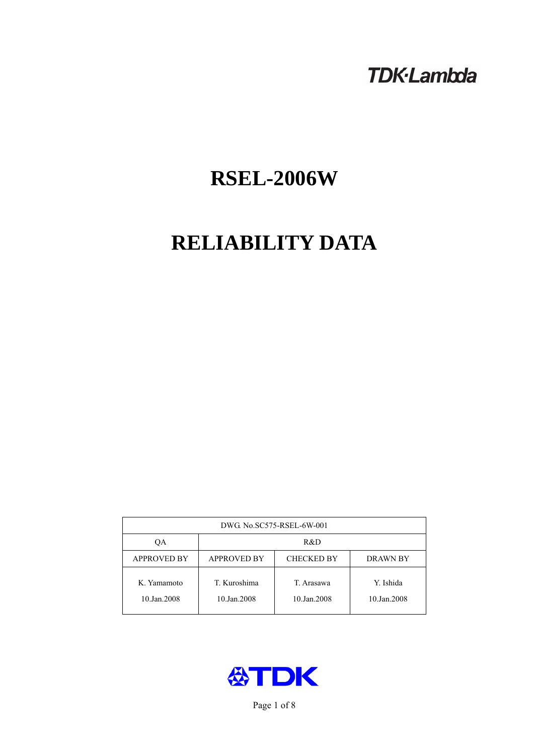TDK·Lambda

# RSEL-2006W

# RELIABILITY DATA

| DWG. No.SC575-RSEL-6W-001 | | | |
|---|---|---|---|
| QA | R&D | | |
| APPROVED BY | APPROVED BY | CHECKED BY | DRAWN BY |
| K. Yamamoto<br>10.Jan.2008 | T. Kuroshima<br>10.Jan.2008 | T. Arasawa<br>10.Jan.2008 | Y. Ishida<br>10.Jan.2008 |

TDK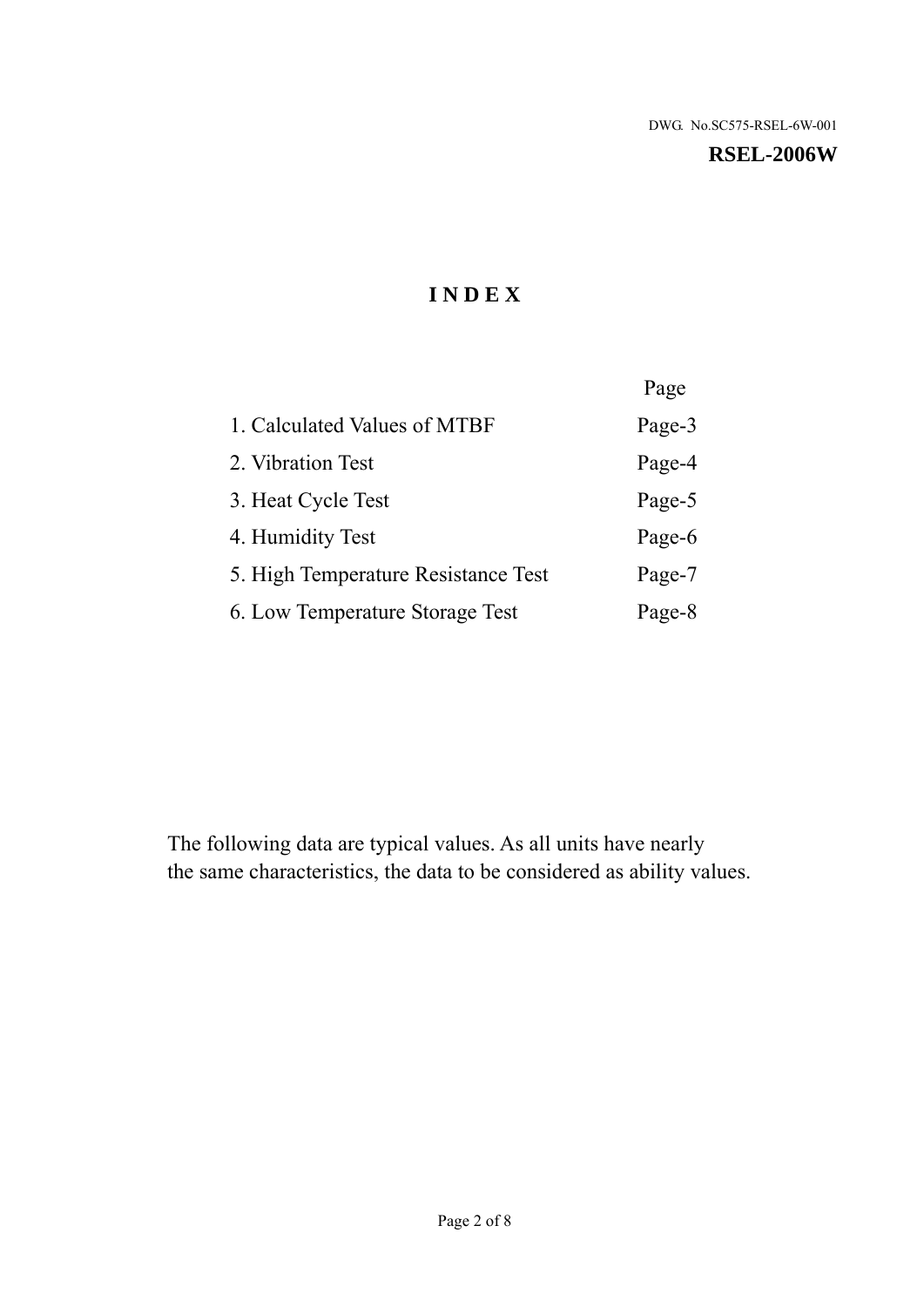DWG. No.SC575-RSEL-6W-001

**RSEL-2006W**

# INDEX

| | Page |
|---|---|
| 1. Calculated Values of MTBF | Page-3 |
| 2. Vibration Test | Page-4 |
| 3. Heat Cycle Test | Page-5 |
| 4. Humidity Test | Page-6 |
| 5. High Temperature Resistance Test | Page-7 |
| 6. Low Temperature Storage Test | Page-8 |

The following data are typical values. As all units have nearly the same characteristics, the data to be considered as ability values.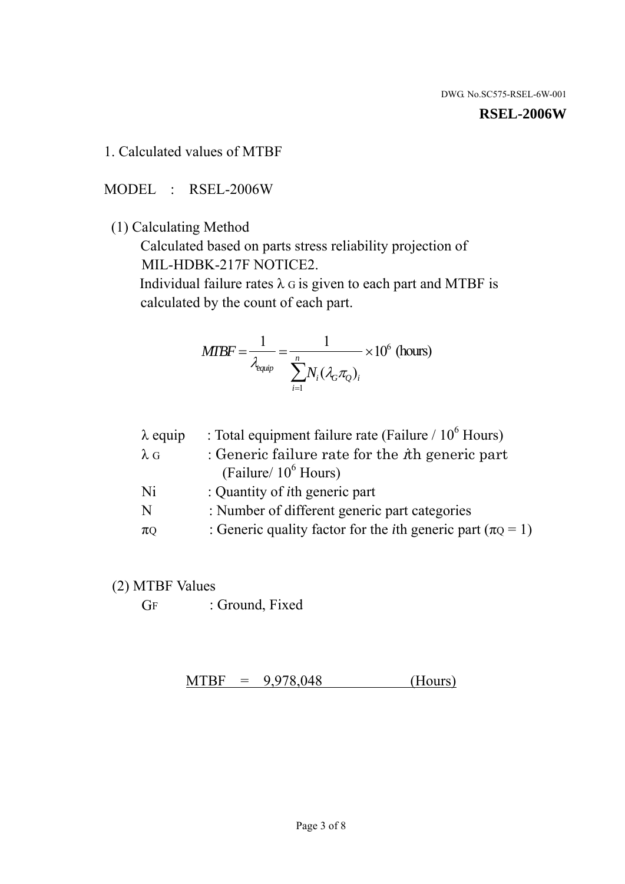DWG. No.SC575-RSEL-6W-001

**RSEL-2006W**

1. Calculated values of MTBF

MODEL : RSEL-2006W

(1) Calculating Method

Calculated based on parts stress reliability projection of MIL-HDBK-217F NOTICE2.

Individual failure rates $\lambda_G$ is given to each part and MTBF is calculated by the count of each part.

$$MTBF = \frac{1}{\lambda_{equip}} = \frac{1}{\sum_{i=1}^{n} N_i (\lambda_G \pi_Q)_i} \times 10^6 \text{ (hours)}$$

| | |
|---|---|
| $\lambda$ equip | : Total equipment failure rate (Failure / $10^6$ Hours) |
| $\lambda_G$ | : Generic failure rate for the $i$th generic part (Failure/ $10^6$ Hours) |
| Ni | : Quantity of $i$th generic part |
| N | : Number of different generic part categories |
| $\pi_Q$ | : Generic quality factor for the $i$th generic part ($\pi_Q = 1$) |

(2) MTBF Values

$G_F$ : Ground, Fixed

MTBF = 9,978,048 (Hours)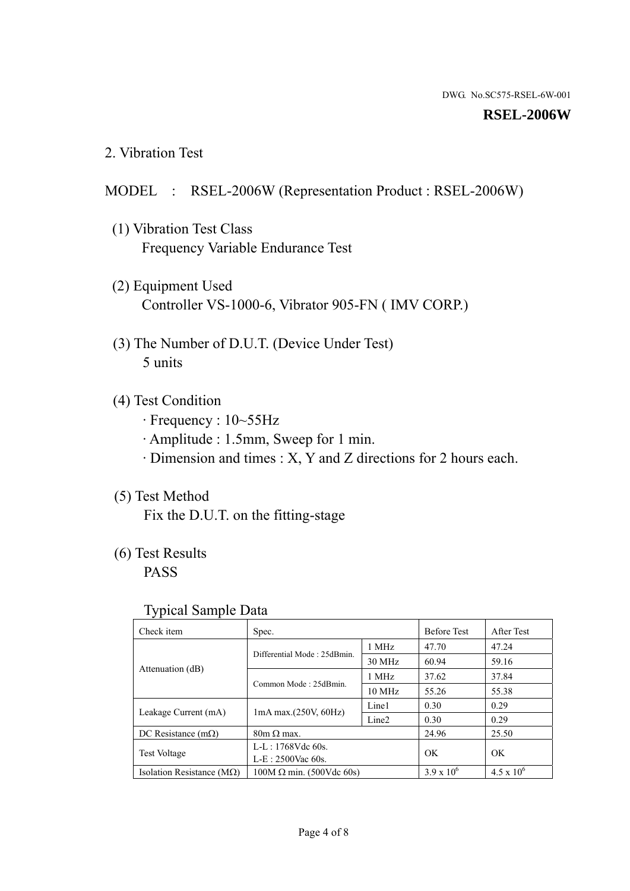DWG. No.SC575-RSEL-6W-001

**RSEL-2006W**

## 2. Vibration Test

MODEL : RSEL-2006W (Representation Product : RSEL-2006W)

(1) Vibration Test Class
Frequency Variable Endurance Test

(2) Equipment Used
Controller VS-1000-6, Vibrator 905-FN ( IMV CORP.)

(3) The Number of D.U.T. (Device Under Test)
5 units

(4) Test Condition
· Frequency : 10~55Hz
· Amplitude : 1.5mm, Sweep for 1 min.
· Dimension and times : X, Y and Z directions for 2 hours each.

(5) Test Method
Fix the D.U.T. on the fitting-stage

(6) Test Results
PASS

Typical Sample Data

| Check item | Spec. | | Before Test | After Test |
|---|---|---|---|---|
| Attenuation (dB) | Differential Mode : 25dBmin. | 1 MHz | 47.70 | 47.24 |
| | | 30 MHz | 60.94 | 59.16 |
| | Common Mode : 25dBmin. | 1 MHz | 37.62 | 37.84 |
| | | 10 MHz | 55.26 | 55.38 |
| Leakage Current (mA) | 1mA max.(250V, 60Hz) | Line1 | 0.30 | 0.29 |
| | | Line2 | 0.30 | 0.29 |
| DC Resistance (mΩ) | 80m Ω max. | | 24.96 | 25.50 |
| Test Voltage | L-L : 1768Vdc 60s.<br>L-E : 2500Vac 60s. | | OK | OK |
| Isolation Resistance (MΩ) | 100M Ω min. (500Vdc 60s) | | $3.9 \times 10^{6}$ | $4.5 \times 10^{6}$ |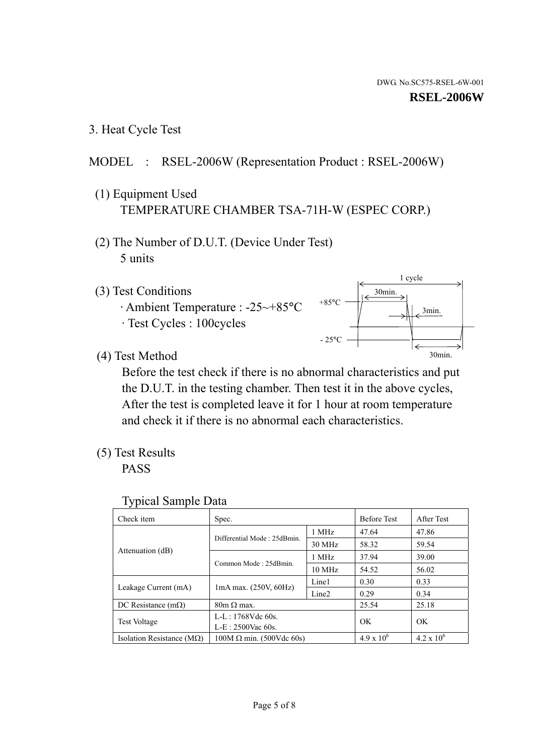DWG. No.SC575-RSEL-6W-001

**RSEL-2006W**

## 3. Heat Cycle Test

MODEL : RSEL-2006W (Representation Product : RSEL-2006W)

(1) Equipment Used
TEMPERATURE CHAMBER TSA-71H-W (ESPEC CORP.)

(2) The Number of D.U.T. (Device Under Test)
5 units

(3) Test Conditions
· Ambient Temperature : -25~+85°C
· Test Cycles : 100cycles

1 cycle
+85°C
30min.
3min.
- 25°C
30min.

(4) Test Method
Before the test check if there is no abnormal characteristics and put the D.U.T. in the testing chamber. Then test it in the above cycles, After the test is completed leave it for 1 hour at room temperature and check it if there is no abnormal each characteristics.

(5) Test Results
PASS

Typical Sample Data

| Check item | Spec. | | Before Test | After Test |
|---|---|---|---|---|
| Attenuation (dB) | Differential Mode : 25dBmin. | 1 MHz | 47.64 | 47.86 |
| | | 30 MHz | 58.32 | 59.54 |
| | Common Mode : 25dBmin. | 1 MHz | 37.94 | 39.00 |
| | | 10 MHz | 54.52 | 56.02 |
| Leakage Current (mA) | 1mA max. (250V, 60Hz) | Line1 | 0.30 | 0.33 |
| | | Line2 | 0.29 | 0.34 |
| DC Resistance (mΩ) | 80m Ω max. | | 25.54 | 25.18 |
| Test Voltage | L-L : 1768Vdc 60s. L-E : 2500Vac 60s. | | OK | OK |
| Isolation Resistance (MΩ) | 100M Ω min. (500Vdc 60s) | | $4.9 \times 10^6$ | $4.2 \times 10^6$ |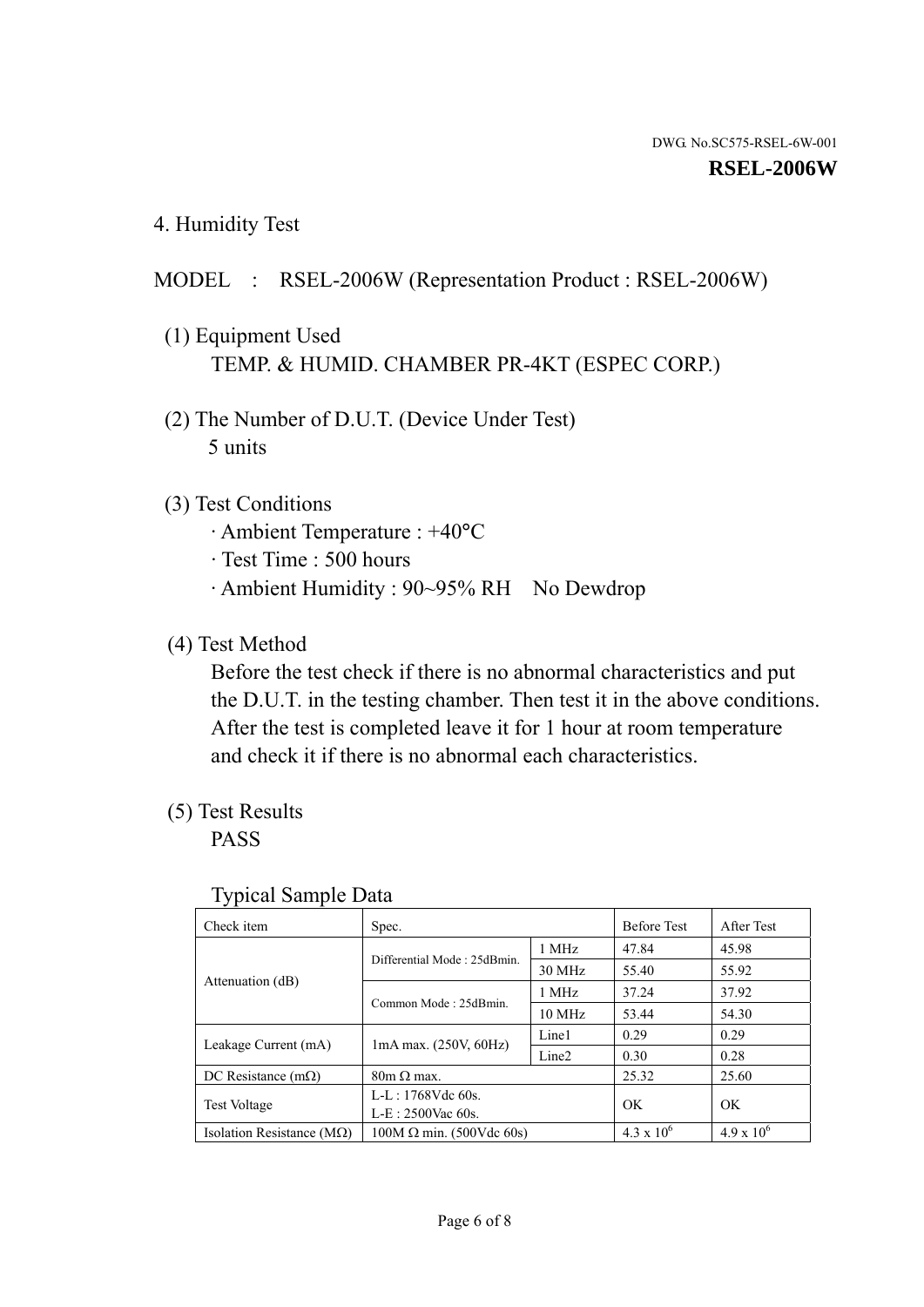DWG. No.SC575-RSEL-6W-001

**RSEL-2006W**

## 4. Humidity Test

MODEL : RSEL-2006W (Representation Product : RSEL-2006W)

(1) Equipment Used

TEMP. & HUMID. CHAMBER PR-4KT (ESPEC CORP.)

(2) The Number of D.U.T. (Device Under Test)

5 units

(3) Test Conditions

- · Ambient Temperature : +40°C
- · Test Time : 500 hours
- · Ambient Humidity : 90~95% RH No Dewdrop

(4) Test Method

Before the test check if there is no abnormal characteristics and put the D.U.T. in the testing chamber. Then test it in the above conditions. After the test is completed leave it for 1 hour at room temperature and check it if there is no abnormal each characteristics.

(5) Test Results

PASS

Typical Sample Data

| Check item | Spec. | | Before Test | After Test |
|---|---|---|---|---|
| Attenuation (dB) | Differential Mode : 25dBmin. | 1 MHz | 47.84 | 45.98 |
| | | 30 MHz | 55.40 | 55.92 |
| | Common Mode : 25dBmin. | 1 MHz | 37.24 | 37.92 |
| | | 10 MHz | 53.44 | 54.30 |
| Leakage Current (mA) | 1mA max. (250V, 60Hz) | Line1 | 0.29 | 0.29 |
| | | Line2 | 0.30 | 0.28 |
| DC Resistance (mΩ) | 80m Ω max. | | 25.32 | 25.60 |
| Test Voltage | L-L : 1768Vdc 60s.<br>L-E : 2500Vac 60s. | | OK | OK |
| Isolation Resistance (MΩ) | 100M Ω min. (500Vdc 60s) | | $4.3 \times 10^6$ | $4.9 \times 10^6$ |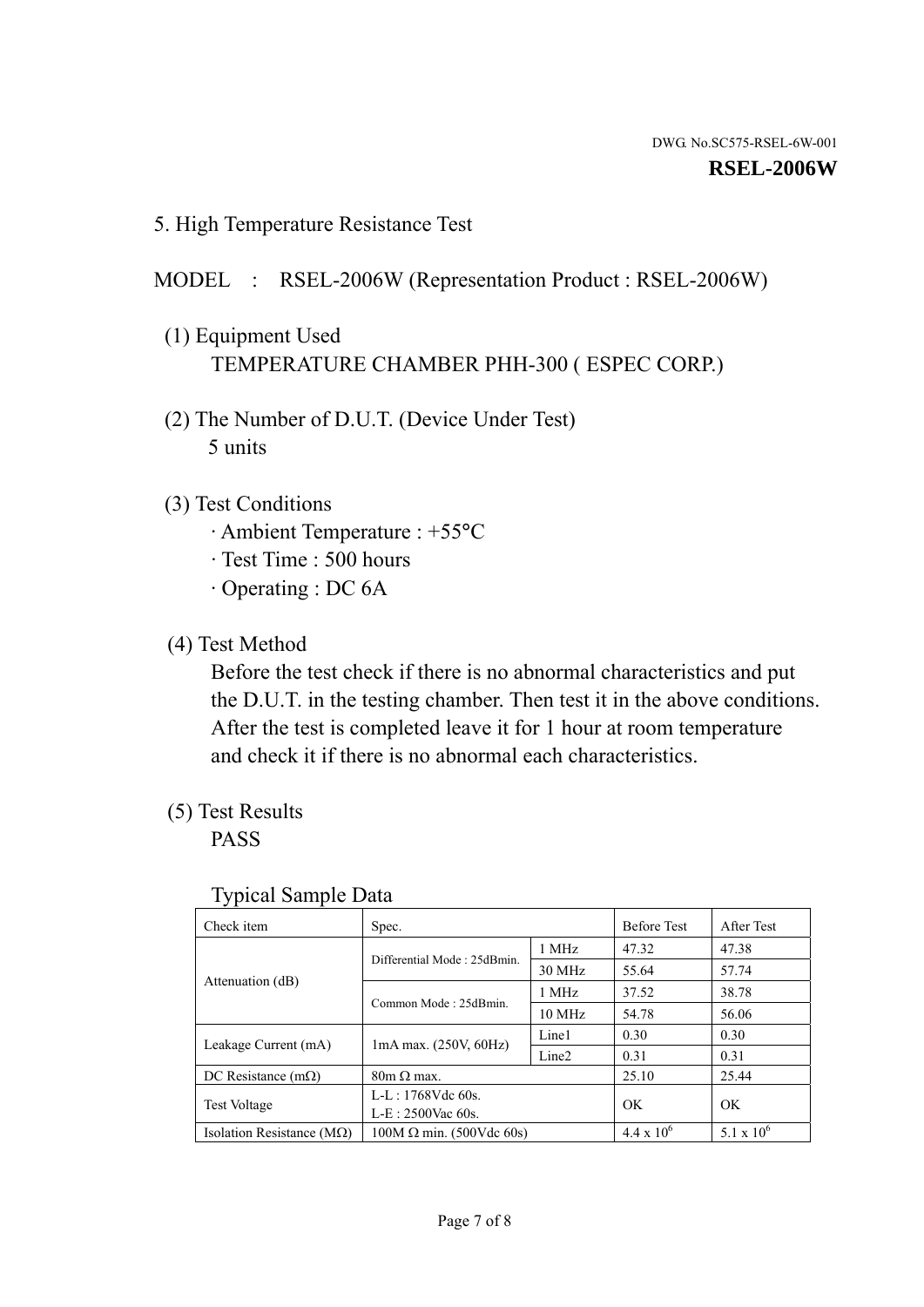DWG. No.SC575-RSEL-6W-001

**RSEL-2006W**

## 5. High Temperature Resistance Test

MODEL : RSEL-2006W (Representation Product : RSEL-2006W)

(1) Equipment Used
TEMPERATURE CHAMBER PHH-300 ( ESPEC CORP.)

(2) The Number of D.U.T. (Device Under Test)
5 units

(3) Test Conditions
· Ambient Temperature : +55°C
· Test Time : 500 hours
· Operating : DC 6A

(4) Test Method
Before the test check if there is no abnormal characteristics and put the D.U.T. in the testing chamber. Then test it in the above conditions. After the test is completed leave it for 1 hour at room temperature and check it if there is no abnormal each characteristics.

(5) Test Results
PASS

Typical Sample Data

| Check item | Spec. | | Before Test | After Test |
|---|---|---|---|---|
| Attenuation (dB) | Differential Mode : 25dBmin. | 1 MHz | 47.32 | 47.38 |
| | | 30 MHz | 55.64 | 57.74 |
| | Common Mode : 25dBmin. | 1 MHz | 37.52 | 38.78 |
| | | 10 MHz | 54.78 | 56.06 |
| Leakage Current (mA) | 1mA max. (250V, 60Hz) | Line1 | 0.30 | 0.30 |
| | | Line2 | 0.31 | 0.31 |
| DC Resistance (mΩ) | 80m Ω max. | | 25.10 | 25.44 |
| Test Voltage | L-L : 1768Vdc 60s.<br>L-E : 2500Vac 60s. | | OK | OK |
| Isolation Resistance (MΩ) | 100M Ω min. (500Vdc 60s) | | $4.4 \times 10^6$ | $5.1 \times 10^6$ |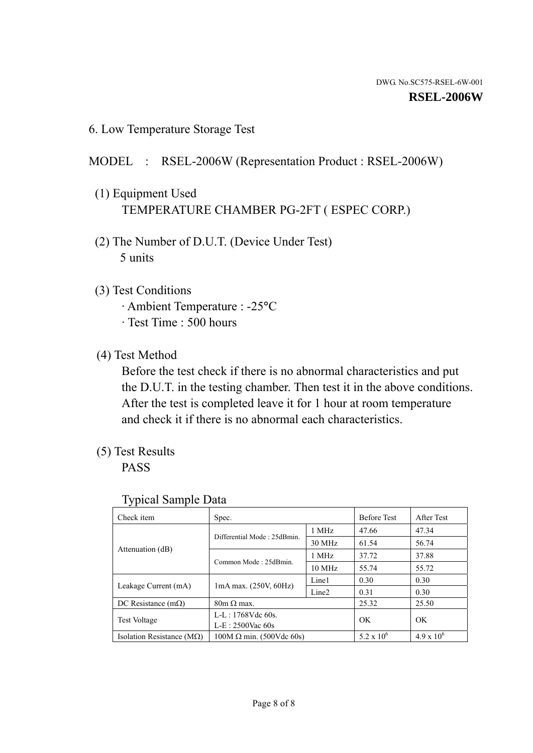DWG. No.SC575-RSEL-6W-001

**RSEL-2006W**

## 6. Low Temperature Storage Test

MODEL : RSEL-2006W (Representation Product : RSEL-2006W)

(1) Equipment Used
TEMPERATURE CHAMBER PG-2FT ( ESPEC CORP.)

(2) The Number of D.U.T. (Device Under Test)
5 units

(3) Test Conditions
· Ambient Temperature : -25°C
· Test Time : 500 hours

(4) Test Method
Before the test check if there is no abnormal characteristics and put the D.U.T. in the testing chamber. Then test it in the above conditions. After the test is completed leave it for 1 hour at room temperature and check it if there is no abnormal each characteristics.

(5) Test Results
PASS

Typical Sample Data

| Check item | Spec. | | Before Test | After Test |
|---|---|---|---|---|
| Attenuation (dB) | Differential Mode : 25dBmin. | 1 MHz | 47.66 | 47.34 |
| | | 30 MHz | 61.54 | 56.74 |
| | Common Mode : 25dBmin. | 1 MHz | 37.72 | 37.88 |
| | | 10 MHz | 55.74 | 55.72 |
| Leakage Current (mA) | 1mA max. (250V, 60Hz) | Line1 | 0.30 | 0.30 |
| | | Line2 | 0.31 | 0.30 |
| DC Resistance (mΩ) | 80m Ω max. | | 25.32 | 25.50 |
| Test Voltage | L-L : 1768Vdc 60s.<br>L-E : 2500Vac 60s | | OK | OK |
| Isolation Resistance (MΩ) | 100M Ω min. (500Vdc 60s) | | $5.2 \times 10^{6}$ | $4.9 \times 10^{6}$ |